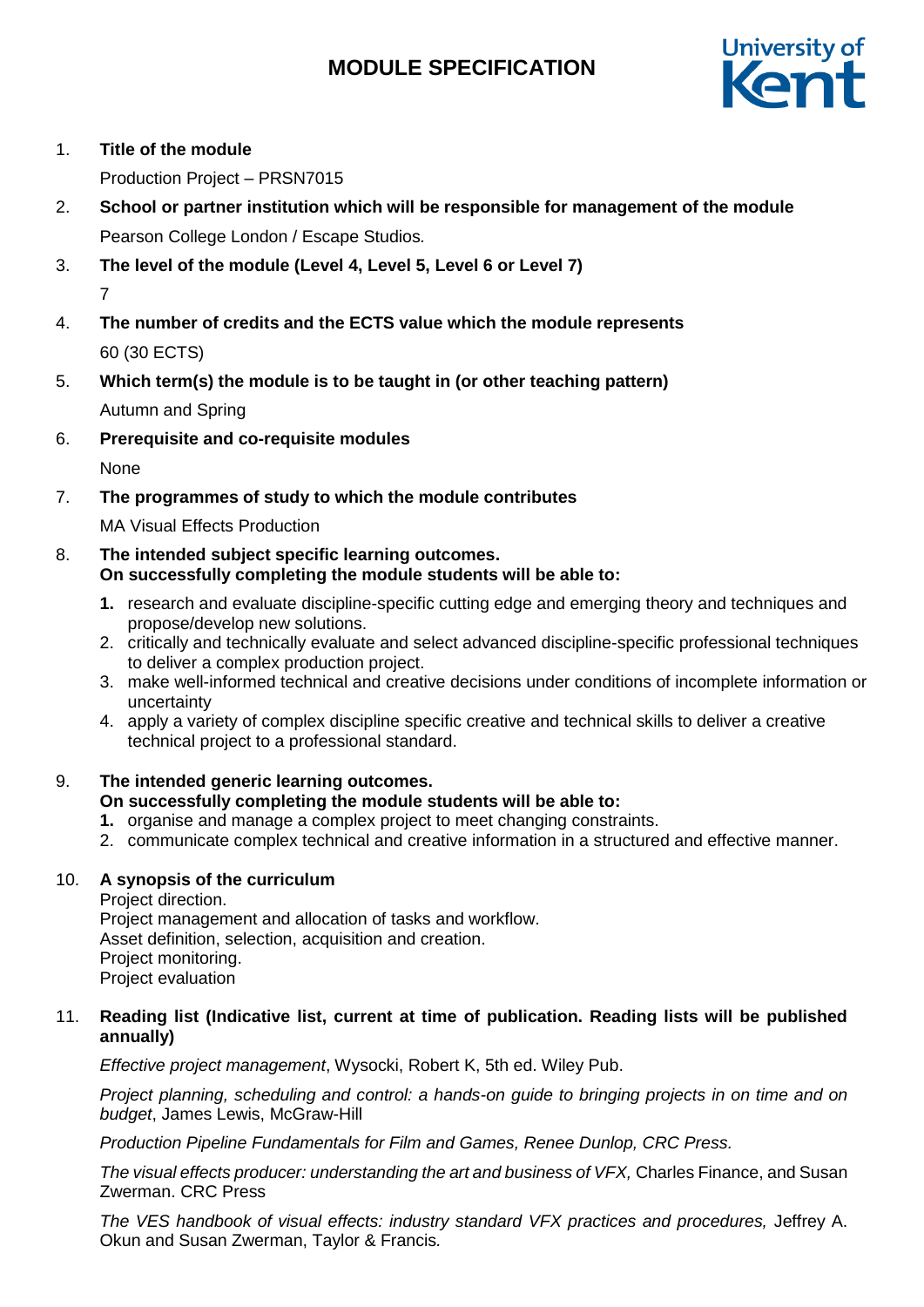# MODULE SPECIFICATION

1. **Title of the module**

   Production Project – PRSN7015

2. **School or partner institution which will be responsible for management of the module**

   Pearson College London / Escape Studios.

3. **The level of the module (Level 4, Level 5, Level 6 or Level 7)**

   7

4. **The number of credits and the ECTS value which the module represents**

   60 (30 ECTS)

5. **Which term(s) the module is to be taught in (or other teaching pattern)**

   Autumn and Spring

6. **Prerequisite and co-requisite modules**

   None

7. **The programmes of study to which the module contributes**

   MA Visual Effects Production

8. **The intended subject specific learning outcomes.**
   **On successfully completing the module students will be able to:**

   1. research and evaluate discipline-specific cutting edge and emerging theory and techniques and propose/develop new solutions.
   2. critically and technically evaluate and select advanced discipline-specific professional techniques to deliver a complex production project.
   3. make well-informed technical and creative decisions under conditions of incomplete information or uncertainty
   4. apply a variety of complex discipline specific creative and technical skills to deliver a creative technical project to a professional standard.

9. **The intended generic learning outcomes.**
   **On successfully completing the module students will be able to:**

   1. organise and manage a complex project to meet changing constraints.
   2. communicate complex technical and creative information in a structured and effective manner.

10. **A synopsis of the curriculum**

    Project direction.
    Project management and allocation of tasks and workflow.
    Asset definition, selection, acquisition and creation.
    Project monitoring.
    Project evaluation

11. **Reading list (Indicative list, current at time of publication. Reading lists will be published annually)**

    *Effective project management*, Wysocki, Robert K, 5th ed. Wiley Pub.

    *Project planning, scheduling and control: a hands-on guide to bringing projects in on time and on budget*, James Lewis, McGraw-Hill

    *Production Pipeline Fundamentals for Film and Games, Renee Dunlop, CRC Press.*

    *The visual effects producer: understanding the art and business of VFX,* Charles Finance, and Susan Zwerman. CRC Press

    *The VES handbook of visual effects: industry standard VFX practices and procedures,* Jeffrey A. Okun and Susan Zwerman, Taylor & Francis*.*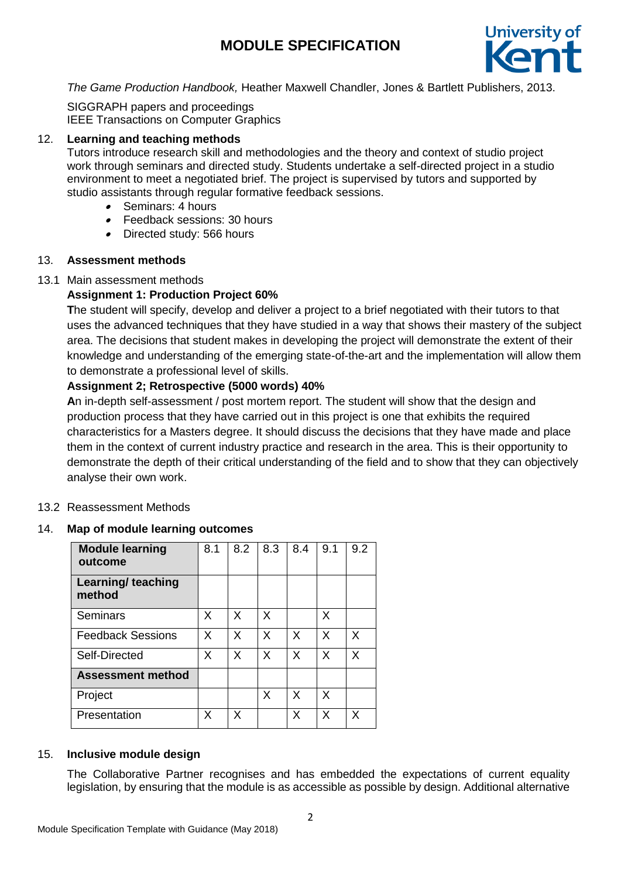*The Game Production Handbook,* Heather Maxwell Chandler, Jones & Bartlett Publishers, 2013.

SIGGRAPH papers and proceedings
IEEE Transactions on Computer Graphics

12. **Learning and teaching methods**

Tutors introduce research skill and methodologies and the theory and context of studio project work through seminars and directed study. Students undertake a self-directed project in a studio environment to meet a negotiated brief. The project is supervised by tutors and supported by studio assistants through regular formative feedback sessions.

- Seminars: 4 hours
- Feedback sessions: 30 hours
- Directed study: 566 hours

13. **Assessment methods**

13.1 Main assessment methods

**Assignment 1: Production Project 60%**

**T**he student will specify, develop and deliver a project to a brief negotiated with their tutors to that uses the advanced techniques that they have studied in a way that shows their mastery of the subject area. The decisions that student makes in developing the project will demonstrate the extent of their knowledge and understanding of the emerging state-of-the-art and the implementation will allow them to demonstrate a professional level of skills.

**Assignment 2; Retrospective (5000 words) 40%**

**A**n in-depth self-assessment / post mortem report. The student will show that the design and production process that they have carried out in this project is one that exhibits the required characteristics for a Masters degree. It should discuss the decisions that they have made and place them in the context of current industry practice and research in the area. This is their opportunity to demonstrate the depth of their critical understanding of the field and to show that they can objectively analyse their own work.

13.2 Reassessment Methods

14. **Map of module learning outcomes**

| **Module learning outcome** | 8.1 | 8.2 | 8.3 | 8.4 | 9.1 | 9.2 |
|---|---|---|---|---|---|---|
| **Learning/ teaching method** | | | | | | |
| Seminars | X | X | X | | X | |
| Feedback Sessions | X | X | X | X | X | X |
| Self-Directed | X | X | X | X | X | X |
| **Assessment method** | | | | | | |
| Project | | | X | X | X | |
| Presentation | X | X | | X | X | X |

15. **Inclusive module design**

The Collaborative Partner recognises and has embedded the expectations of current equality legislation, by ensuring that the module is as accessible as possible by design. Additional alternative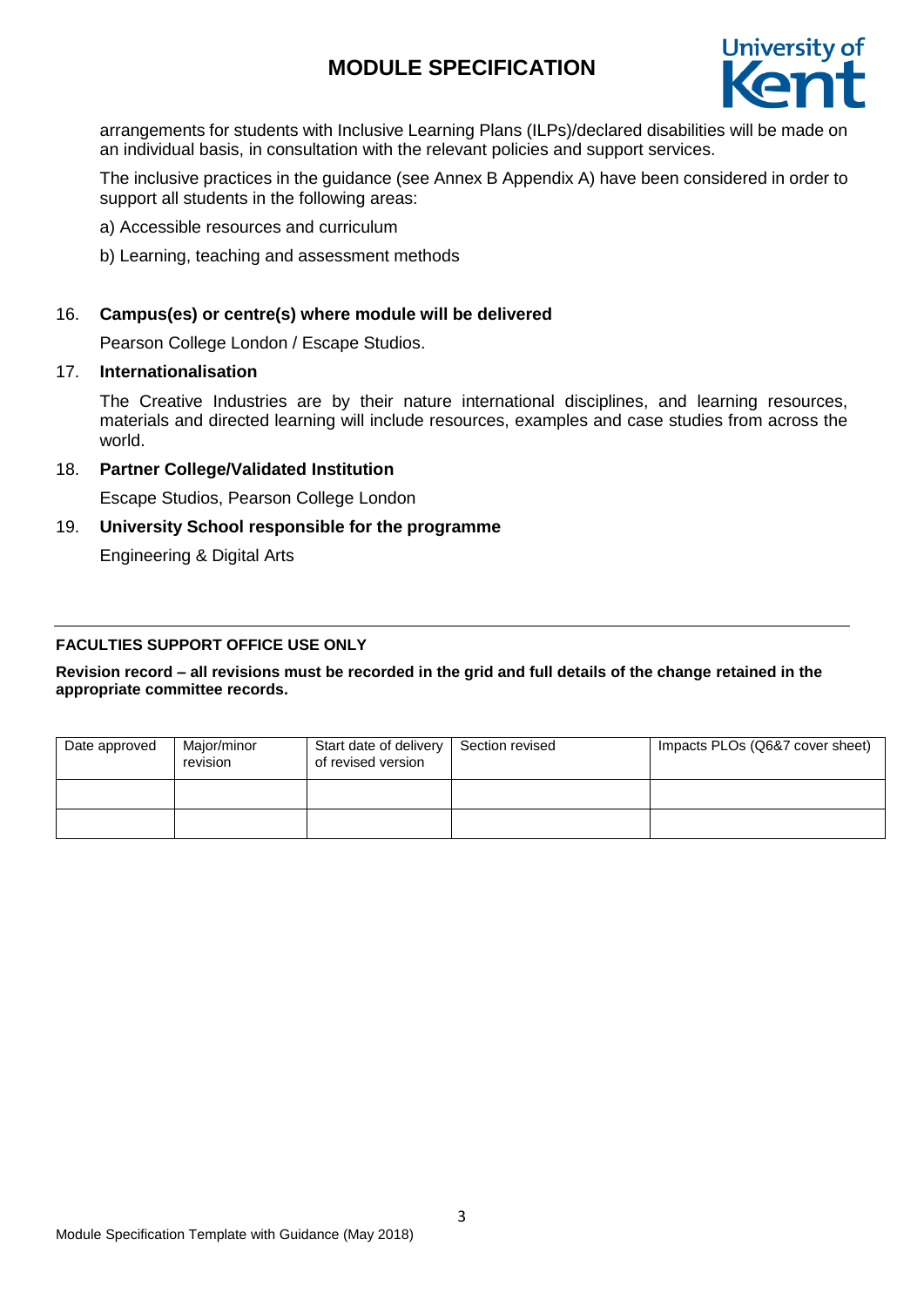arrangements for students with Inclusive Learning Plans (ILPs)/declared disabilities will be made on an individual basis, in consultation with the relevant policies and support services.

The inclusive practices in the guidance (see Annex B Appendix A) have been considered in order to support all students in the following areas:

a) Accessible resources and curriculum

b) Learning, teaching and assessment methods

16. **Campus(es) or centre(s) where module will be delivered**

Pearson College London / Escape Studios.

17. **Internationalisation**

The Creative Industries are by their nature international disciplines, and learning resources, materials and directed learning will include resources, examples and case studies from across the world.

18. **Partner College/Validated Institution**

Escape Studios, Pearson College London

19. **University School responsible for the programme**

Engineering & Digital Arts

---

**FACULTIES SUPPORT OFFICE USE ONLY**

**Revision record – all revisions must be recorded in the grid and full details of the change retained in the appropriate committee records.**

| Date approved | Major/minor revision | Start date of delivery of revised version | Section revised | Impacts PLOs (Q6&7 cover sheet) |
|---|---|---|---|---|
| | | | | |
| | | | | |